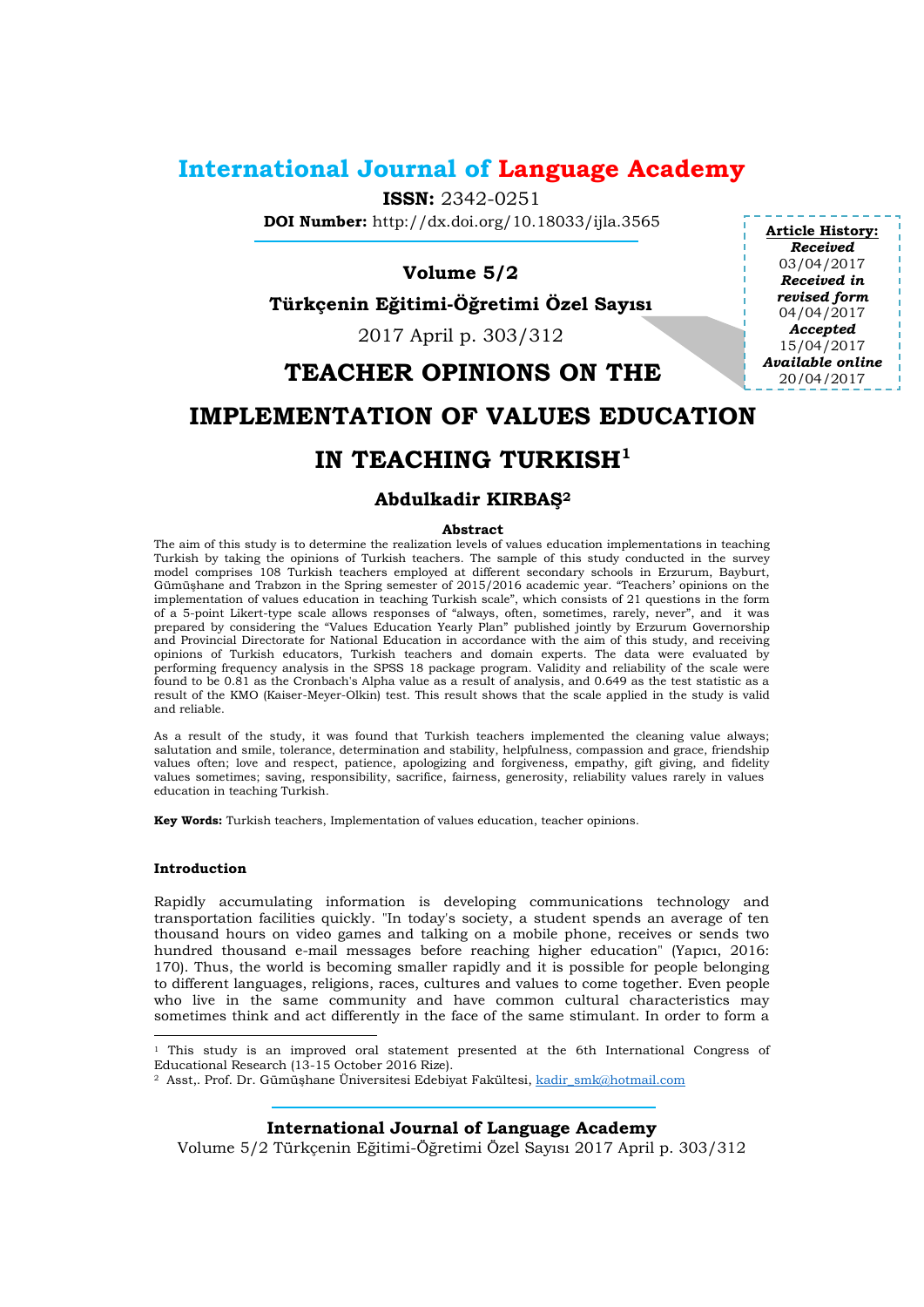# International Journal of Language Academy

**ISSN:** 2342-0251

**DOI Number:** http://dx.doi.org/10.18033/ijla.3565

**Volume 5/2**

**Türkçenin Eğitimi-Öğretimi Özel Sayısı**

2017 April p. 303/312

**Article History:**
***Received***
03/04/2017
***Received in revised form***
04/04/2017
***Accepted***
15/04/2017
***Available online***
20/04/2017

# TEACHER OPINIONS ON THE IMPLEMENTATION OF VALUES EDUCATION IN TEACHING TURKISH[1]

## Abdulkadir KIRBAŞ[2]

### Abstract

The aim of this study is to determine the realization levels of values education implementations in teaching Turkish by taking the opinions of Turkish teachers. The sample of this study conducted in the survey model comprises 108 Turkish teachers employed at different secondary schools in Erzurum, Bayburt, Gümüşhane and Trabzon in the Spring semester of 2015/2016 academic year. "Teachers' opinions on the implementation of values education in teaching Turkish scale", which consists of 21 questions in the form of a 5-point Likert-type scale allows responses of "always, often, sometimes, rarely, never", and it was prepared by considering the "Values Education Yearly Plan" published jointly by Erzurum Governorship and Provincial Directorate for National Education in accordance with the aim of this study, and receiving opinions of Turkish educators, Turkish teachers and domain experts. The data were evaluated by performing frequency analysis in the SPSS 18 package program. Validity and reliability of the scale were found to be 0.81 as the Cronbach's Alpha value as a result of analysis, and 0.649 as the test statistic as a result of the KMO (Kaiser-Meyer-Olkin) test. This result shows that the scale applied in the study is valid and reliable.

As a result of the study, it was found that Turkish teachers implemented the cleaning value always; salutation and smile, tolerance, determination and stability, helpfulness, compassion and grace, friendship values often; love and respect, patience, apologizing and forgiveness, empathy, gift giving, and fidelity values sometimes; saving, responsibility, sacrifice, fairness, generosity, reliability values rarely in values education in teaching Turkish.

**Key Words:** Turkish teachers, Implementation of values education, teacher opinions.

### Introduction

Rapidly accumulating information is developing communications technology and transportation facilities quickly. "In today's society, a student spends an average of ten thousand hours on video games and talking on a mobile phone, receives or sends two hundred thousand e-mail messages before reaching higher education" (Yapıcı, 2016: 170). Thus, the world is becoming smaller rapidly and it is possible for people belonging to different languages, religions, races, cultures and values to come together. Even people who live in the same community and have common cultural characteristics may sometimes think and act differently in the face of the same stimulant. In order to form a

---

[1] This study is an improved oral statement presented at the 6th International Congress of Educational Research (13-15 October 2016 Rize).

[2] Asst,. Prof. Dr. Gümüşhane Üniversitesi Edebiyat Fakültesi, kadir_smk@hotmail.com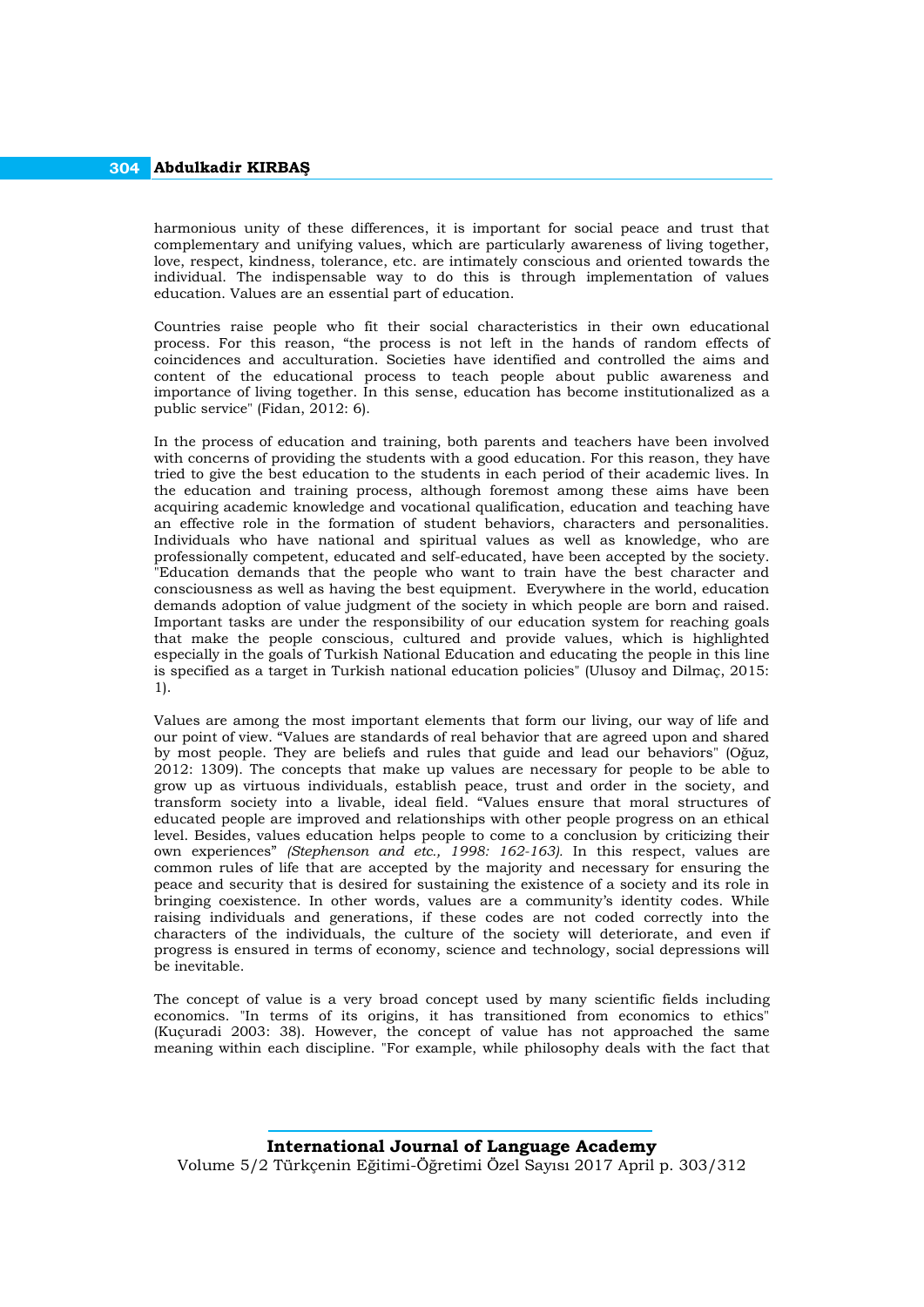harmonious unity of these differences, it is important for social peace and trust that complementary and unifying values, which are particularly awareness of living together, love, respect, kindness, tolerance, etc. are intimately conscious and oriented towards the individual. The indispensable way to do this is through implementation of values education. Values are an essential part of education.

Countries raise people who fit their social characteristics in their own educational process. For this reason, "the process is not left in the hands of random effects of coincidences and acculturation. Societies have identified and controlled the aims and content of the educational process to teach people about public awareness and importance of living together. In this sense, education has become institutionalized as a public service" (Fidan, 2012: 6).

In the process of education and training, both parents and teachers have been involved with concerns of providing the students with a good education. For this reason, they have tried to give the best education to the students in each period of their academic lives. In the education and training process, although foremost among these aims have been acquiring academic knowledge and vocational qualification, education and teaching have an effective role in the formation of student behaviors, characters and personalities. Individuals who have national and spiritual values as well as knowledge, who are professionally competent, educated and self-educated, have been accepted by the society. "Education demands that the people who want to train have the best character and consciousness as well as having the best equipment. Everywhere in the world, education demands adoption of value judgment of the society in which people are born and raised. Important tasks are under the responsibility of our education system for reaching goals that make the people conscious, cultured and provide values, which is highlighted especially in the goals of Turkish National Education and educating the people in this line is specified as a target in Turkish national education policies" (Ulusoy and Dilmaç, 2015: 1).

Values are among the most important elements that form our living, our way of life and our point of view. "Values are standards of real behavior that are agreed upon and shared by most people. They are beliefs and rules that guide and lead our behaviors" (Oğuz, 2012: 1309). The concepts that make up values are necessary for people to be able to grow up as virtuous individuals, establish peace, trust and order in the society, and transform society into a livable, ideal field. "Values ensure that moral structures of educated people are improved and relationships with other people progress on an ethical level. Besides, values education helps people to come to a conclusion by criticizing their own experiences" *(Stephenson and etc., 1998: 162-163).* In this respect, values are common rules of life that are accepted by the majority and necessary for ensuring the peace and security that is desired for sustaining the existence of a society and its role in bringing coexistence. In other words, values are a community's identity codes. While raising individuals and generations, if these codes are not coded correctly into the characters of the individuals, the culture of the society will deteriorate, and even if progress is ensured in terms of economy, science and technology, social depressions will be inevitable.

The concept of value is a very broad concept used by many scientific fields including economics. "In terms of its origins, it has transitioned from economics to ethics" (Kuçuradi 2003: 38). However, the concept of value has not approached the same meaning within each discipline. "For example, while philosophy deals with the fact that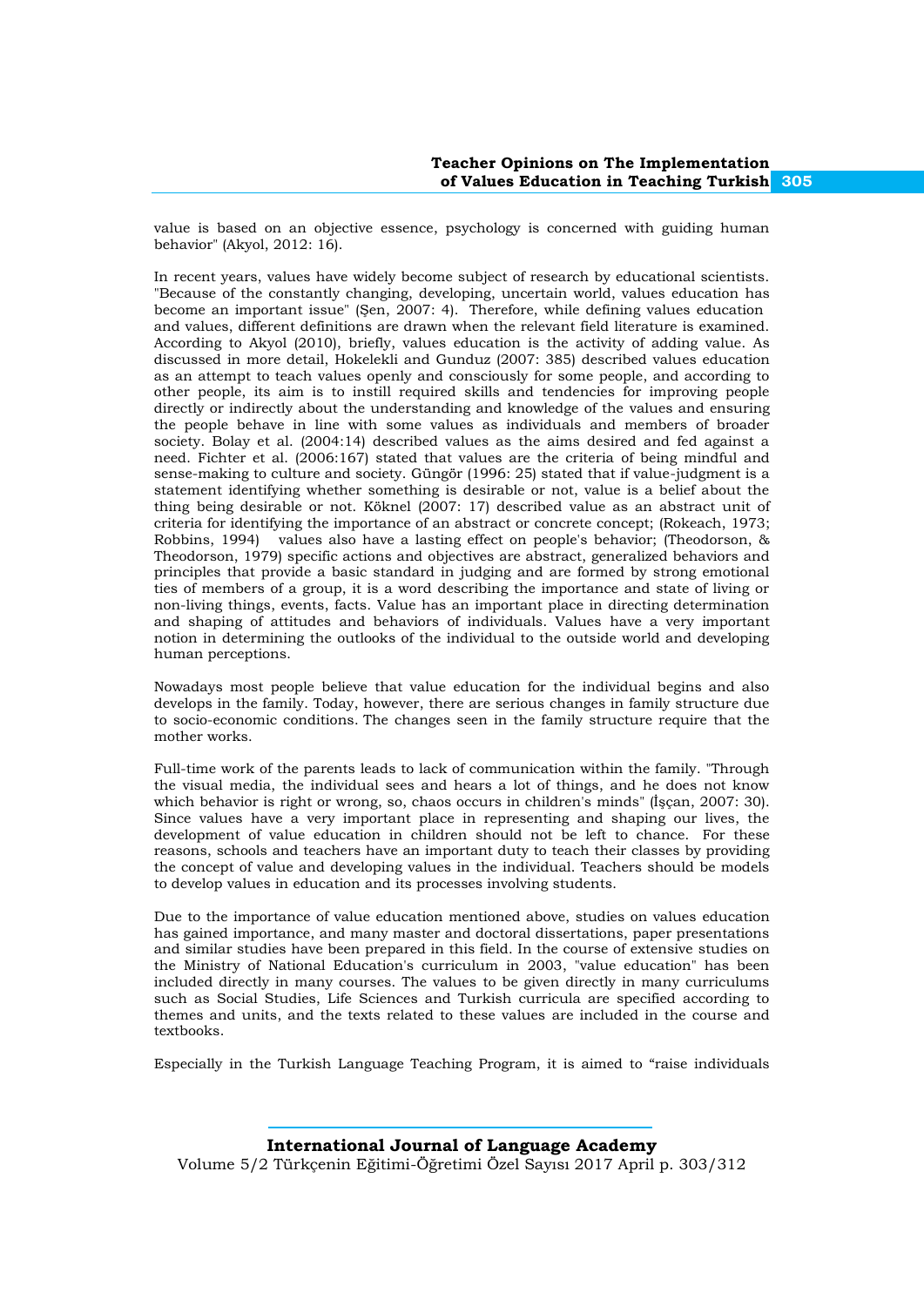value is based on an objective essence, psychology is concerned with guiding human behavior" (Akyol, 2012: 16).

In recent years, values have widely become subject of research by educational scientists. "Because of the constantly changing, developing, uncertain world, values education has become an important issue" (Şen, 2007: 4). Therefore, while defining values education and values, different definitions are drawn when the relevant field literature is examined. According to Akyol (2010), briefly, values education is the activity of adding value. As discussed in more detail, Hokelekli and Gunduz (2007: 385) described values education as an attempt to teach values openly and consciously for some people, and according to other people, its aim is to instill required skills and tendencies for improving people directly or indirectly about the understanding and knowledge of the values and ensuring the people behave in line with some values as individuals and members of broader society. Bolay et al. (2004:14) described values as the aims desired and fed against a need. Fichter et al. (2006:167) stated that values are the criteria of being mindful and sense-making to culture and society. Güngör (1996: 25) stated that if value-judgment is a statement identifying whether something is desirable or not, value is a belief about the thing being desirable or not. Köknel (2007: 17) described value as an abstract unit of criteria for identifying the importance of an abstract or concrete concept; (Rokeach, 1973; Robbins, 1994) values also have a lasting effect on people's behavior; (Theodorson, & Theodorson, 1979) specific actions and objectives are abstract, generalized behaviors and principles that provide a basic standard in judging and are formed by strong emotional ties of members of a group, it is a word describing the importance and state of living or non-living things, events, facts. Value has an important place in directing determination and shaping of attitudes and behaviors of individuals. Values have a very important notion in determining the outlooks of the individual to the outside world and developing human perceptions.

Nowadays most people believe that value education for the individual begins and also develops in the family. Today, however, there are serious changes in family structure due to socio-economic conditions. The changes seen in the family structure require that the mother works.

Full-time work of the parents leads to lack of communication within the family. "Through the visual media, the individual sees and hears a lot of things, and he does not know which behavior is right or wrong, so, chaos occurs in children's minds" (İşcan, 2007: 30). Since values have a very important place in representing and shaping our lives, the development of value education in children should not be left to chance. For these reasons, schools and teachers have an important duty to teach their classes by providing the concept of value and developing values in the individual. Teachers should be models to develop values in education and its processes involving students.

Due to the importance of value education mentioned above, studies on values education has gained importance, and many master and doctoral dissertations, paper presentations and similar studies have been prepared in this field. In the course of extensive studies on the Ministry of National Education's curriculum in 2003, "value education" has been included directly in many courses. The values to be given directly in many curriculums such as Social Studies, Life Sciences and Turkish curricula are specified according to themes and units, and the texts related to these values are included in the course and textbooks.

Especially in the Turkish Language Teaching Program, it is aimed to "raise individuals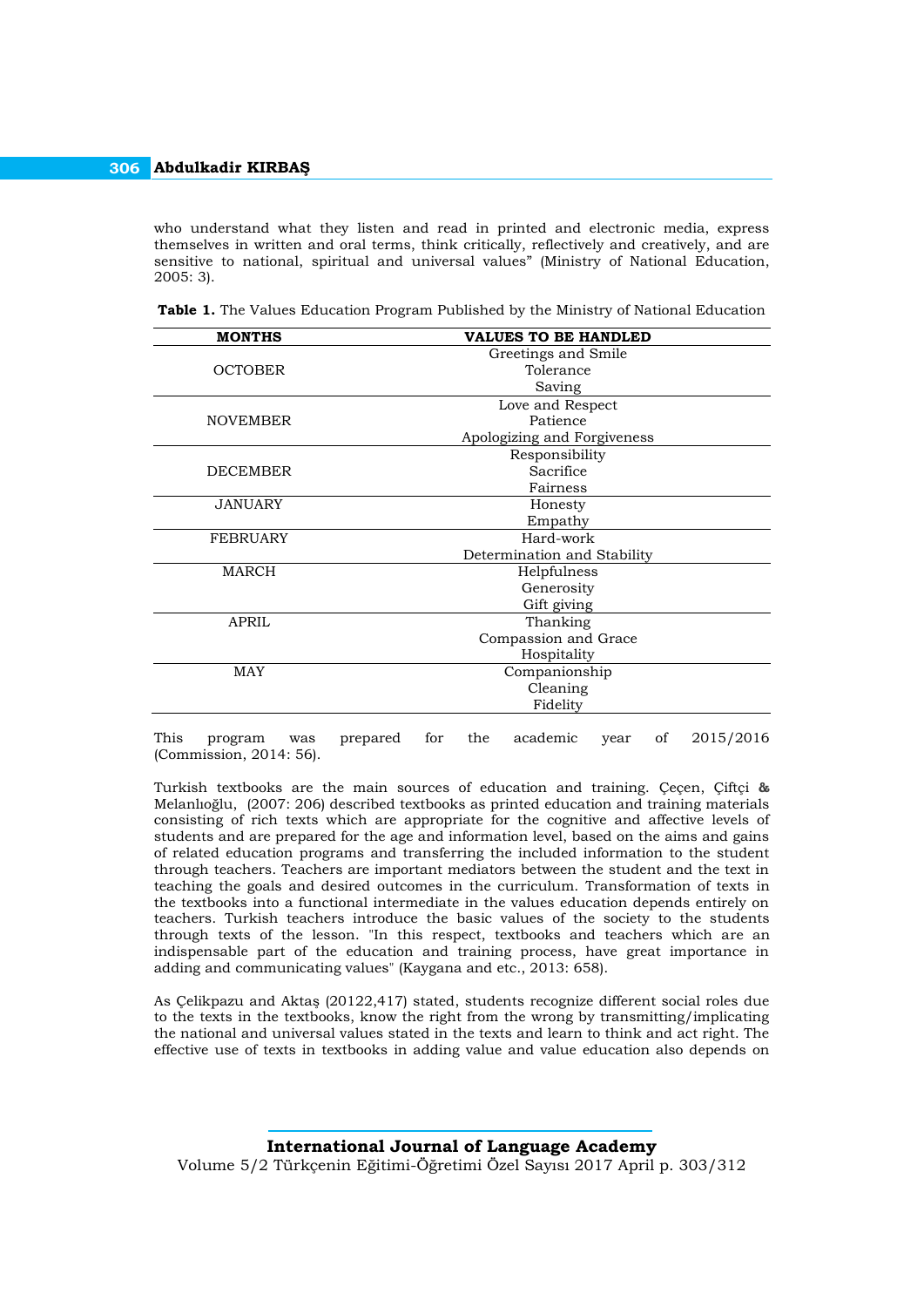who understand what they listen and read in printed and electronic media, express themselves in written and oral terms, think critically, reflectively and creatively, and are sensitive to national, spiritual and universal values" (Ministry of National Education, 2005: 3).

**Table 1.** The Values Education Program Published by the Ministry of National Education

| MONTHS | VALUES TO BE HANDLED |
|---|---|
| OCTOBER | Greetings and Smile<br>Tolerance<br>Saving |
| NOVEMBER | Love and Respect<br>Patience<br>Apologizing and Forgiveness |
| DECEMBER | Responsibility<br>Sacrifice<br>Fairness |
| JANUARY | Honesty<br>Empathy |
| FEBRUARY | Hard-work<br>Determination and Stability |
| MARCH | Helpfulness<br>Generosity<br>Gift giving |
| APRIL | Thanking<br>Compassion and Grace<br>Hospitality |
| MAY | Companionship<br>Cleaning<br>Fidelity |

This program was prepared for the academic year of 2015/2016 (Commission, 2014: 56).

Turkish textbooks are the main sources of education and training. Çeçen, Çiftçi & Melanlıoğlu, (2007: 206) described textbooks as printed education and training materials consisting of rich texts which are appropriate for the cognitive and affective levels of students and are prepared for the age and information level, based on the aims and gains of related education programs and transferring the included information to the student through teachers. Teachers are important mediators between the student and the text in teaching the goals and desired outcomes in the curriculum. Transformation of texts in the textbooks into a functional intermediate in the values education depends entirely on teachers. Turkish teachers introduce the basic values of the society to the students through texts of the lesson. "In this respect, textbooks and teachers which are an indispensable part of the education and training process, have great importance in adding and communicating values" (Kaygana and etc., 2013: 658).

As Çelikpazu and Aktaş (20122,417) stated, students recognize different social roles due to the texts in the textbooks, know the right from the wrong by transmitting/implicating the national and universal values stated in the texts and learn to think and act right. The effective use of texts in textbooks in adding value and value education also depends on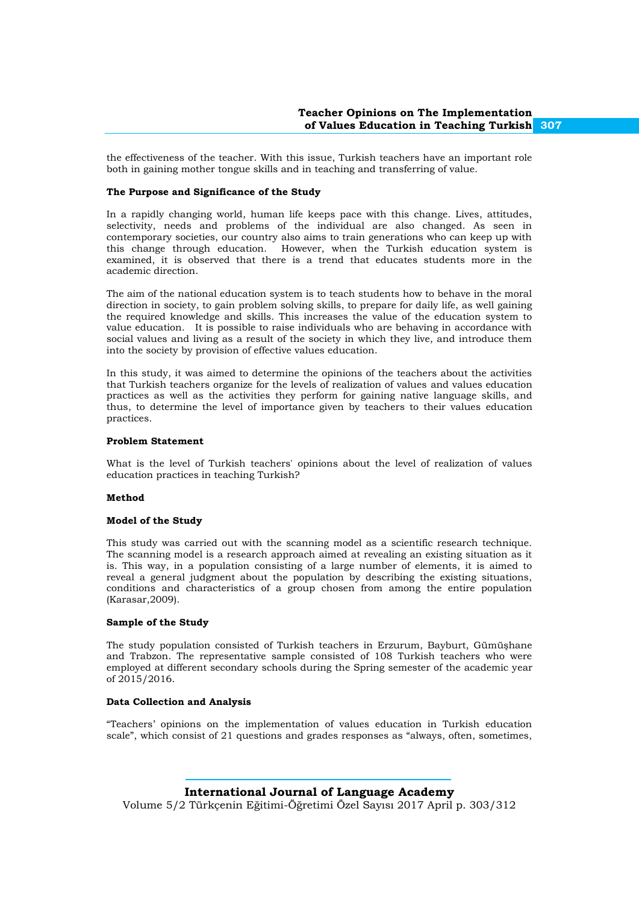the effectiveness of the teacher. With this issue, Turkish teachers have an important role both in gaining mother tongue skills and in teaching and transferring of value.

### The Purpose and Significance of the Study

In a rapidly changing world, human life keeps pace with this change. Lives, attitudes, selectivity, needs and problems of the individual are also changed. As seen in contemporary societies, our country also aims to train generations who can keep up with this change through education. However, when the Turkish education system is examined, it is observed that there is a trend that educates students more in the academic direction.

The aim of the national education system is to teach students how to behave in the moral direction in society, to gain problem solving skills, to prepare for daily life, as well gaining the required knowledge and skills. This increases the value of the education system to value education. It is possible to raise individuals who are behaving in accordance with social values and living as a result of the society in which they live, and introduce them into the society by provision of effective values education.

In this study, it was aimed to determine the opinions of the teachers about the activities that Turkish teachers organize for the levels of realization of values and values education practices as well as the activities they perform for gaining native language skills, and thus, to determine the level of importance given by teachers to their values education practices.

### Problem Statement

What is the level of Turkish teachers' opinions about the level of realization of values education practices in teaching Turkish?

### Method

### Model of the Study

This study was carried out with the scanning model as a scientific research technique. The scanning model is a research approach aimed at revealing an existing situation as it is. This way, in a population consisting of a large number of elements, it is aimed to reveal a general judgment about the population by describing the existing situations, conditions and characteristics of a group chosen from among the entire population (Karasar,2009).

### Sample of the Study

The study population consisted of Turkish teachers in Erzurum, Bayburt, Gümüşhane and Trabzon. The representative sample consisted of 108 Turkish teachers who were employed at different secondary schools during the Spring semester of the academic year of 2015/2016.

### Data Collection and Analysis

"Teachers' opinions on the implementation of values education in Turkish education scale", which consist of 21 questions and grades responses as "always, often, sometimes,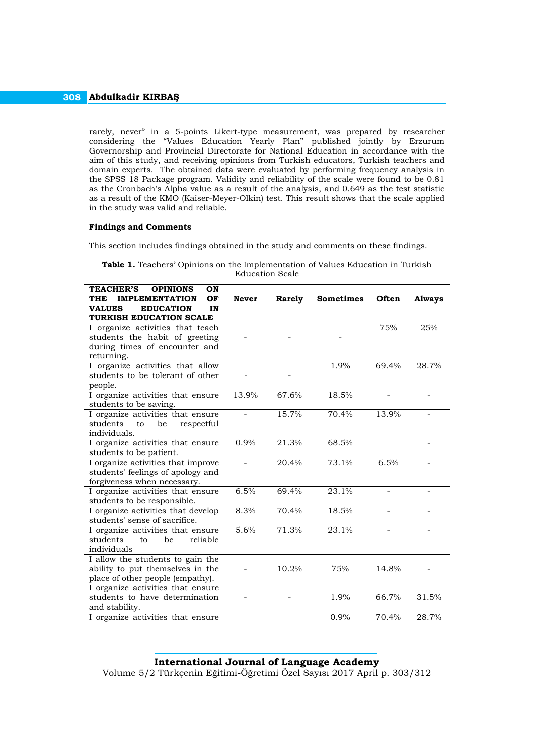rarely, never" in a 5-points Likert-type measurement, was prepared by researcher considering the "Values Education Yearly Plan" published jointly by Erzurum Governorship and Provincial Directorate for National Education in accordance with the aim of this study, and receiving opinions from Turkish educators, Turkish teachers and domain experts. The obtained data were evaluated by performing frequency analysis in the SPSS 18 Package program. Validity and reliability of the scale were found to be 0.81 as the Cronbach's Alpha value as a result of the analysis, and 0.649 as the test statistic as a result of the KMO (Kaiser-Meyer-Olkin) test. This result shows that the scale applied in the study was valid and reliable.

### Findings and Comments

This section includes findings obtained in the study and comments on these findings.

**Table 1.** Teachers' Opinions on the Implementation of Values Education in Turkish Education Scale

| TEACHER'S OPINIONS ON THE IMPLEMENTATION OF VALUES EDUCATION IN TURKISH EDUCATION SCALE | Never | Rarely | Sometimes | Often | Always |
|---|---|---|---|---|---|
| I organize activities that teach students the habit of greeting during times of encounter and returning. | - | - | - | 75% | 25% |
| I organize activities that allow students to be tolerant of other people. | - | - | 1.9% | 69.4% | 28.7% |
| I organize activities that ensure students to be saving. | 13.9% | 67.6% | 18.5% | - | - |
| I organize activities that ensure students to be respectful individuals. | - | 15.7% | 70.4% | 13.9% | - |
| I organize activities that ensure students to be patient. | 0.9% | 21.3% | 68.5% | | - |
| I organize activities that improve students' feelings of apology and forgiveness when necessary. | - | 20.4% | 73.1% | 6.5% | - |
| I organize activities that ensure students to be responsible. | 6.5% | 69.4% | 23.1% | - | - |
| I organize activities that develop students' sense of sacrifice. | 8.3% | 70.4% | 18.5% | - | - |
| I organize activities that ensure students to be reliable individuals | 5.6% | 71.3% | 23.1% | - | - |
| I allow the students to gain the ability to put themselves in the place of other people (empathy). | - | 10.2% | 75% | 14.8% | - |
| I organize activities that ensure students to have determination and stability. | - | - | 1.9% | 66.7% | 31.5% |
| I organize activities that ensure | | | 0.9% | 70.4% | 28.7% |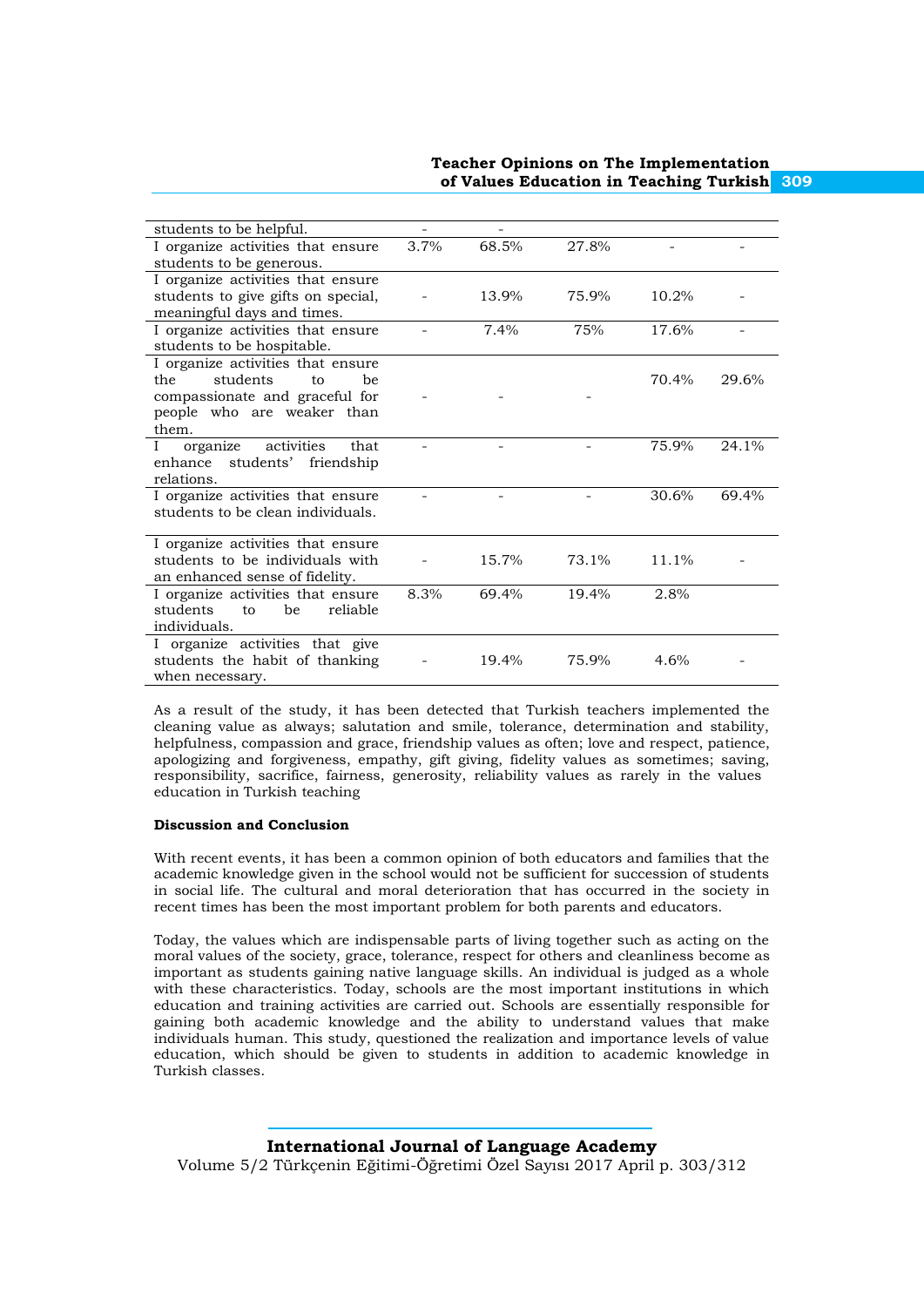| | | | | | |
|---|---|---|---|---|---|
| students to be helpful. | - | - | | | |
| I organize activities that ensure students to be generous. | 3.7% | 68.5% | 27.8% | - | - |
| I organize activities that ensure students to give gifts on special, meaningful days and times. | - | 13.9% | 75.9% | 10.2% | - |
| I organize activities that ensure students to be hospitable. | - | 7.4% | 75% | 17.6% | - |
| I organize activities that ensure the students to be compassionate and graceful for people who are weaker than them. | - | - | - | 70.4% | 29.6% |
| I organize activities that enhance students' friendship relations. | - | - | - | 75.9% | 24.1% |
| I organize activities that ensure students to be clean individuals. | - | - | - | 30.6% | 69.4% |
| I organize activities that ensure students to be individuals with an enhanced sense of fidelity. | - | 15.7% | 73.1% | 11.1% | - |
| I organize activities that ensure students to be reliable individuals. | 8.3% | 69.4% | 19.4% | 2.8% | |
| I organize activities that give students the habit of thanking when necessary. | - | 19.4% | 75.9% | 4.6% | - |

As a result of the study, it has been detected that Turkish teachers implemented the cleaning value as always; salutation and smile, tolerance, determination and stability, helpfulness, compassion and grace, friendship values as often; love and respect, patience, apologizing and forgiveness, empathy, gift giving, fidelity values as sometimes; saving, responsibility, sacrifice, fairness, generosity, reliability values as rarely in the values education in Turkish teaching

**Discussion and Conclusion**

With recent events, it has been a common opinion of both educators and families that the academic knowledge given in the school would not be sufficient for succession of students in social life. The cultural and moral deterioration that has occurred in the society in recent times has been the most important problem for both parents and educators.

Today, the values which are indispensable parts of living together such as acting on the moral values of the society, grace, tolerance, respect for others and cleanliness become as important as students gaining native language skills. An individual is judged as a whole with these characteristics. Today, schools are the most important institutions in which education and training activities are carried out. Schools are essentially responsible for gaining both academic knowledge and the ability to understand values that make individuals human. This study, questioned the realization and importance levels of value education, which should be given to students in addition to academic knowledge in Turkish classes.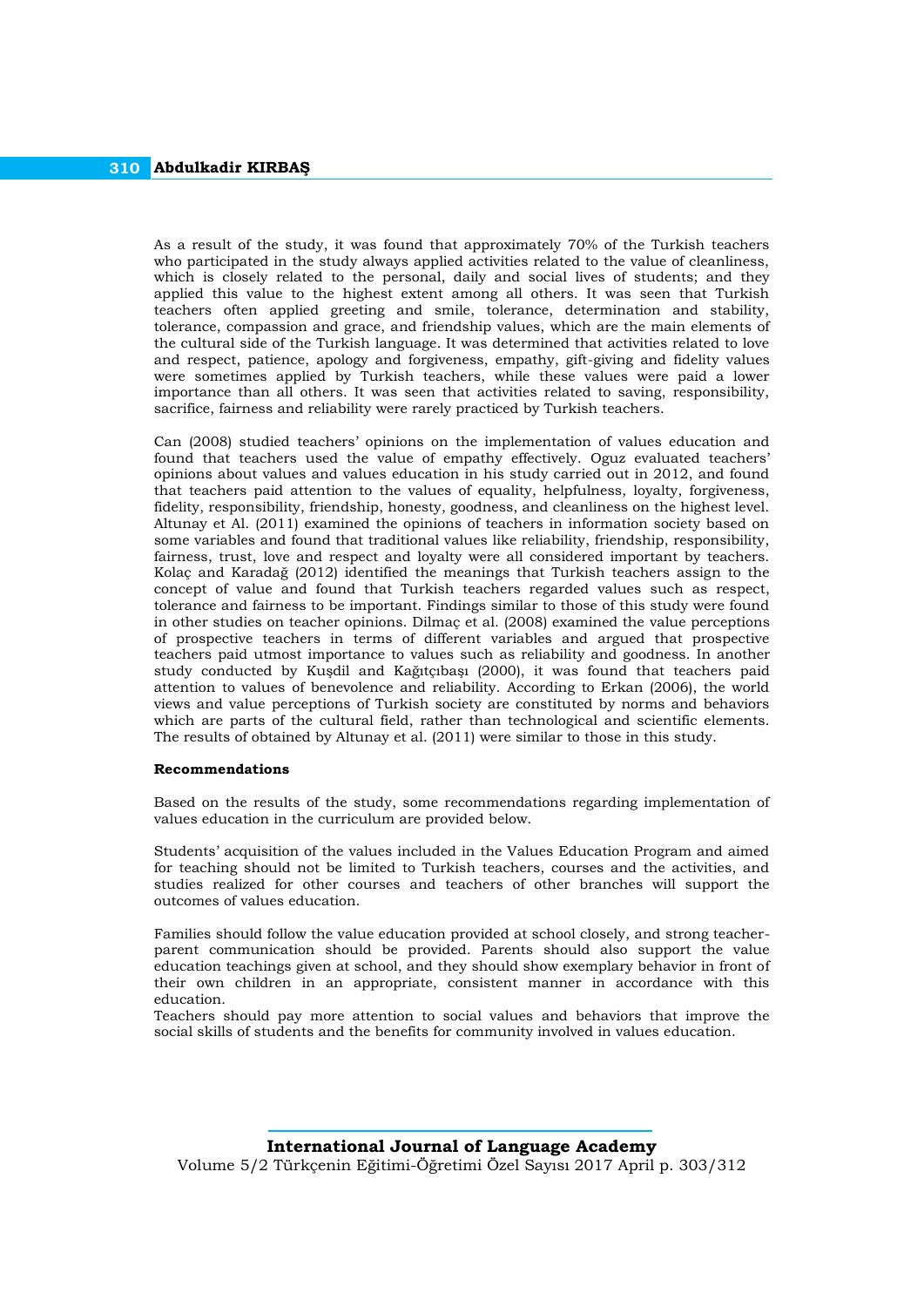As a result of the study, it was found that approximately 70% of the Turkish teachers who participated in the study always applied activities related to the value of cleanliness, which is closely related to the personal, daily and social lives of students; and they applied this value to the highest extent among all others. It was seen that Turkish teachers often applied greeting and smile, tolerance, determination and stability, tolerance, compassion and grace, and friendship values, which are the main elements of the cultural side of the Turkish language. It was determined that activities related to love and respect, patience, apology and forgiveness, empathy, gift-giving and fidelity values were sometimes applied by Turkish teachers, while these values were paid a lower importance than all others. It was seen that activities related to saving, responsibility, sacrifice, fairness and reliability were rarely practiced by Turkish teachers.

Can (2008) studied teachers' opinions on the implementation of values education and found that teachers used the value of empathy effectively. Oguz evaluated teachers' opinions about values and values education in his study carried out in 2012, and found that teachers paid attention to the values of equality, helpfulness, loyalty, forgiveness, fidelity, responsibility, friendship, honesty, goodness, and cleanliness on the highest level. Altunay et Al. (2011) examined the opinions of teachers in information society based on some variables and found that traditional values like reliability, friendship, responsibility, fairness, trust, love and respect and loyalty were all considered important by teachers. Kolaç and Karadağ (2012) identified the meanings that Turkish teachers assign to the concept of value and found that Turkish teachers regarded values such as respect, tolerance and fairness to be important. Findings similar to those of this study were found in other studies on teacher opinions. Dilmaç et al. (2008) examined the value perceptions of prospective teachers in terms of different variables and argued that prospective teachers paid utmost importance to values such as reliability and goodness. In another study conducted by Kuşdil and Kağıtçıbaşı (2000), it was found that teachers paid attention to values of benevolence and reliability. According to Erkan (2006), the world views and value perceptions of Turkish society are constituted by norms and behaviors which are parts of the cultural field, rather than technological and scientific elements. The results of obtained by Altunay et al. (2011) were similar to those in this study.

#### Recommendations

Based on the results of the study, some recommendations regarding implementation of values education in the curriculum are provided below.

Students' acquisition of the values included in the Values Education Program and aimed for teaching should not be limited to Turkish teachers, courses and the activities, and studies realized for other courses and teachers of other branches will support the outcomes of values education.

Families should follow the value education provided at school closely, and strong teacher-parent communication should be provided. Parents should also support the value education teachings given at school, and they should show exemplary behavior in front of their own children in an appropriate, consistent manner in accordance with this education.

Teachers should pay more attention to social values and behaviors that improve the social skills of students and the benefits for community involved in values education.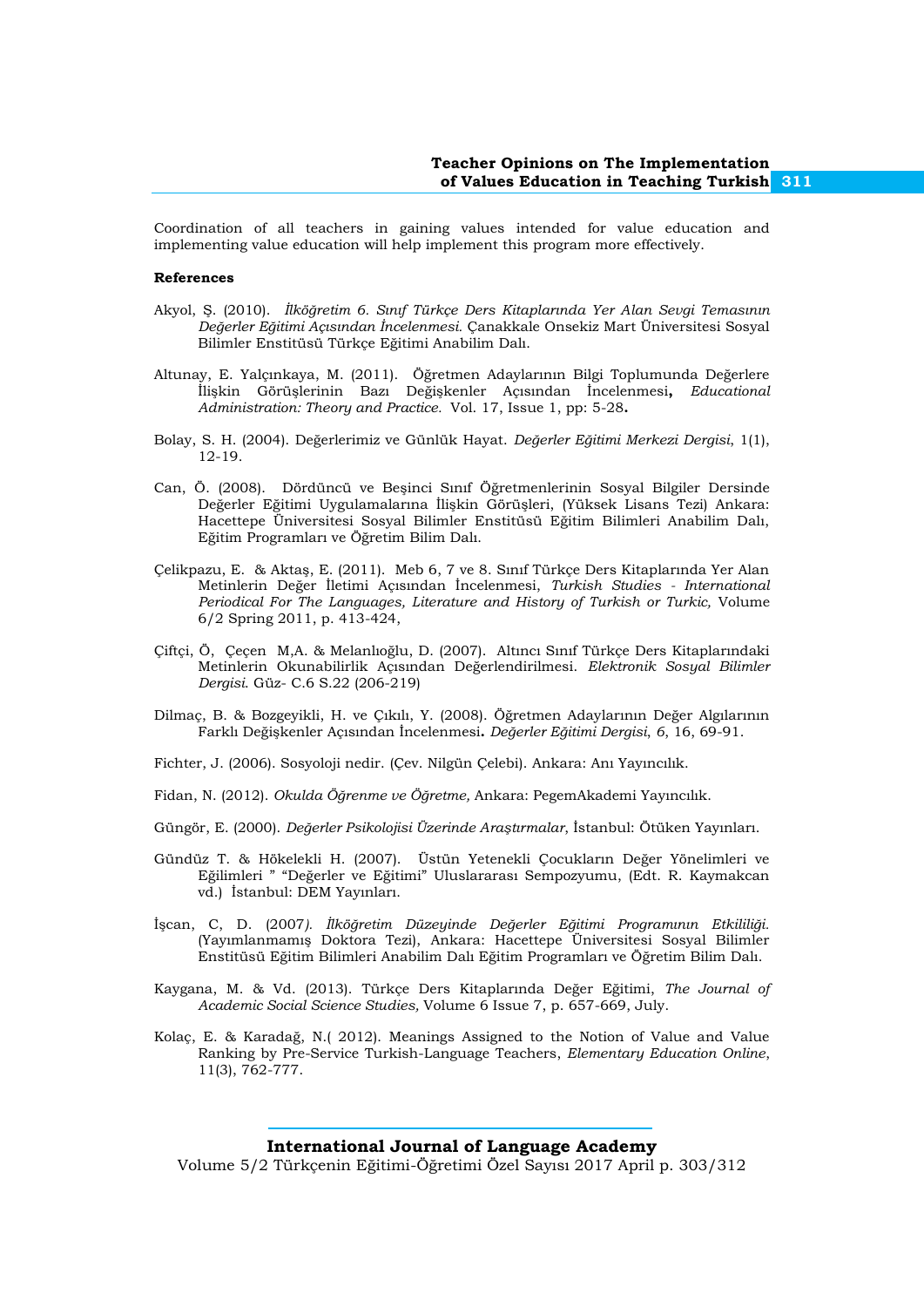Coordination of all teachers in gaining values intended for value education and implementing value education will help implement this program more effectively.

**References**

Akyol, Ş. (2010). *İlköğretim 6. Sınıf Türkçe Ders Kitaplarında Yer Alan Sevgi Temasının Değerler Eğitimi Açısından İncelenmesi.* Çanakkale Onsekiz Mart Üniversitesi Sosyal Bilimler Enstitüsü Türkçe Eğitimi Anabilim Dalı.

Altunay, E. Yalçınkaya, M. (2011). Öğretmen Adaylarının Bilgi Toplumunda Değerlere İlişkin Görüşlerinin Bazı Değişkenler Açısından İncelenmesi**,** *Educational Administration: Theory and Practice.* Vol. 17, Issue 1, pp: 5-28**.**

Bolay, S. H. (2004). Değerlerimiz ve Günlük Hayat. *Değerler Eğitimi Merkezi Dergisi*, 1(1), 12-19.

Can, Ö. (2008). Dördüncü ve Beşinci Sınıf Öğretmenlerinin Sosyal Bilgiler Dersinde Değerler Eğitimi Uygulamalarına İlişkin Görüşleri, (Yüksek Lisans Tezi) Ankara: Hacettepe Üniversitesi Sosyal Bilimler Enstitüsü Eğitim Bilimleri Anabilim Dalı, Eğitim Programları ve Öğretim Bilim Dalı.

Çelikpazu, E. & Aktaş, E. (2011). Meb 6, 7 ve 8. Sınıf Türkçe Ders Kitaplarında Yer Alan Metinlerin Değer İletimi Açısından İncelenmesi, *Turkish Studies - International Periodical For The Languages, Literature and History of Turkish or Turkic,* Volume 6/2 Spring 2011, p. 413-424,

Çiftçi, Ö, Çeçen M,A. & Melanlıoğlu, D. (2007). Altıncı Sınıf Türkçe Ders Kitaplarındaki Metinlerin Okunabilirlik Açısından Değerlendirilmesi. *Elektronik Sosyal Bilimler Dergisi.* Güz- C.6 S.22 (206-219)

Dilmaç, B. & Bozgeyikli, H. ve Çıkılı, Y. (2008). Öğretmen Adaylarının Değer Algılarının Farklı Değişkenler Açısından İncelenmesi**.** *Değerler Eğitimi Dergisi*, *6*, 16, 69-91.

Fichter, J. (2006). Sosyoloji nedir. (Çev. Nilgün Çelebi). Ankara: Anı Yayıncılık.

Fidan, N. (2012). *Okulda Öğrenme ve Öğretme,* Ankara: PegemAkademi Yayıncılık.

Güngör, E. (2000). *Değerler Psikolojisi Üzerinde Araştırmalar*, İstanbul: Ötüken Yayınları.

Gündüz T. & Hökelekli H. (2007). Üstün Yetenekli Çocukların Değer Yönelimleri ve Eğilimleri " "Değerler ve Eğitimi" Uluslararası Sempozyumu, (Edt. R. Kaymakcan vd.) İstanbul: DEM Yayınları.

İşcan, C, D. (2007*). İlköğretim Düzeyinde Değerler Eğitimi Programının Etkililiği.* (Yayımlanmamış Doktora Tezi), Ankara: Hacettepe Üniversitesi Sosyal Bilimler Enstitüsü Eğitim Bilimleri Anabilim Dalı Eğitim Programları ve Öğretim Bilim Dalı.

Kaygana, M. & Vd. (2013). Türkçe Ders Kitaplarında Değer Eğitimi, *The Journal of Academic Social Science Studies,* Volume 6 Issue 7, p. 657-669, July.

Kolaç, E. & Karadağ, N.( 2012). Meanings Assigned to the Notion of Value and Value Ranking by Pre-Service Turkish-Language Teachers, *Elementary Education Online*, 11(3), 762-777.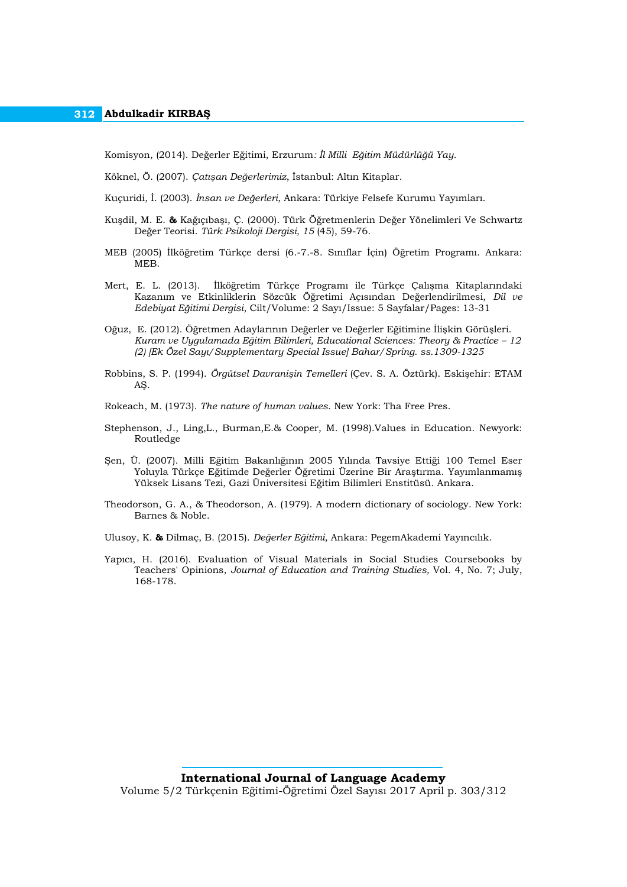Komisyon, (2014). Değerler Eğitimi, Erzurum*: İl Milli Eğitim Müdürlüğü Yay.*

Köknel, Ö. (2007). *Çatışan Değerlerimiz*, İstanbul: Altın Kitaplar.

Kuçuridi, İ. (2003). *İnsan ve Değerleri*, Ankara: Türkiye Felsefe Kurumu Yayımları.

Kuşdil, M. E. **&** Kağıçıbaşı, Ç. (2000). Türk Öğretmenlerin Değer Yönelimleri Ve Schwartz Değer Teorisi. *Türk Psikoloji Dergisi, 15* (45), 59-76.

MEB (2005) İlköğretim Türkçe dersi (6.-7.-8. Sınıflar İçin) Öğretim Programı. Ankara: MEB.

Mert, E. L. (2013). İlköğretim Türkçe Programı ile Türkçe Çalışma Kitaplarındaki Kazanım ve Etkinliklerin Sözcük Öğretimi Açısından Değerlendirilmesi, *Dil ve Edebiyat Eğitimi Dergisi*, Cilt/Volume: 2 Sayı/Issue: 5 Sayfalar/Pages: 13-31

Oğuz, E. (2012). Öğretmen Adaylarının Değerler ve Değerler Eğitimine İlişkin Görüşleri. *Kuram ve Uygulamada Eğitim Bilimleri, Educational Sciences: Theory & Practice – 12 (2) [Ek Özel Sayı/ Supplementary Special Issue] Bahar/Spring. ss.1309-1325*

Robbins, S. P. (1994). *Örgütsel Davranişin Temelleri* (Çev. S. A. Öztürk). Eskişehir: ETAM AŞ.

Rokeach, M. (1973). *The nature of human values*. New York: Tha Free Pres.

Stephenson, J., Ling,L., Burman,E.& Cooper, M. (1998).Values in Education. Newyork: Routledge

Şen, Ü. (2007). Milli Eğitim Bakanlığının 2005 Yılında Tavsiye Ettiği 100 Temel Eser Yoluyla Türkçe Eğitimde Değerler Öğretimi Üzerine Bir Araştırma. Yayımlanmamış Yüksek Lisans Tezi, Gazi Üniversitesi Eğitim Bilimleri Enstitüsü. Ankara.

Theodorson, G. A., & Theodorson, A. (1979). A modern dictionary of sociology. New York: Barnes & Noble.

Ulusoy, K. **&** Dilmaç, B. (2015). *Değerler Eğitimi,* Ankara: PegemAkademi Yayıncılık.

Yapıcı, H. (2016). Evaluation of Visual Materials in Social Studies Coursebooks by Teachers' Opinions, *Journal of Education and Training Studies,* Vol. 4, No. 7; July, 168-178.